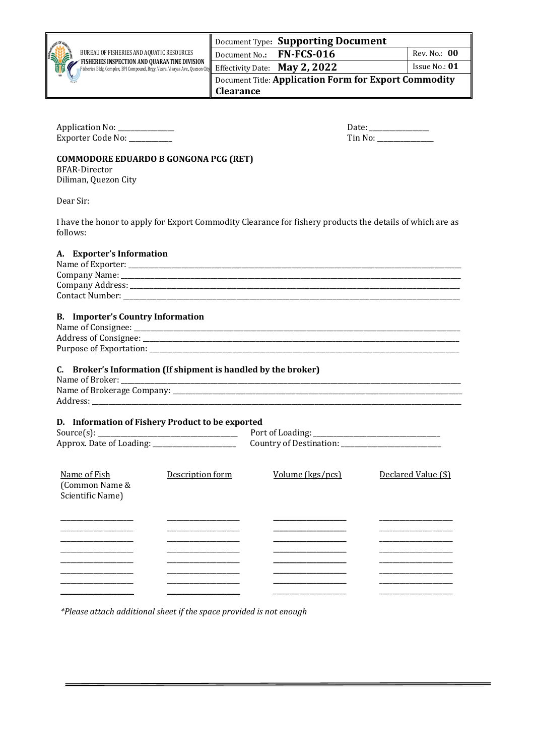| BUREAU OF FISHERIES AND AQUATIC RESOURCES<br>**FISHERIES INSPECTION AND QUARANTINE DIVISION**<br>Fisheries Bldg. Complex, BPI Compound, Brgy. Vasra, Visayas Ave., Quezon City | Document Type: **Supporting Document** | |
|---|---|---|
| | Document No.: **FN-FCS-016** | Rev. No.: **00** |
| | Effectivity Date: **May 2, 2022** | Issue No.: **01** |
| | Document Title: **Application Form for Export Commodity Clearance** | |

Application No: _______________ Date: _______________

Exporter Code No: ___________ Tin No: _______________

**COMMODORE EDUARDO B GONGONA PCG (RET)**
BFAR-Director
Diliman, Quezon City

Dear Sir:

I have the honor to apply for Export Commodity Clearance for fishery products the details of which are as follows:

**A. Exporter's Information**

Name of Exporter: ___________________________________________

Company Name: ___________________________________________

Company Address: ___________________________________________

Contact Number: ___________________________________________

**B. Importer's Country Information**

Name of Consignee: ___________________________________________

Address of Consignee: ___________________________________________

Purpose of Exportation: ___________________________________________

**C. Broker's Information (If shipment is handled by the broker)**

Name of Broker: ___________________________________________

Name of Brokerage Company: ___________________________________________

Address: ___________________________________________

**D. Information of Fishery Product to be exported**

Source(s): ______________________ Port of Loading: ______________________

Approx. Date of Loading: ______________________ Country of Destination: ______________________

| Name of Fish (Common Name & Scientific Name) | Description form | Volume (kgs/pcs) | Declared Value ($) |
|---|---|---|---|
| | | | |
| | | | |
| | | | |
| | | | |
| | | | |
| | | | |
| | | | |
| | | | |

*\*Please attach additional sheet if the space provided is not enough*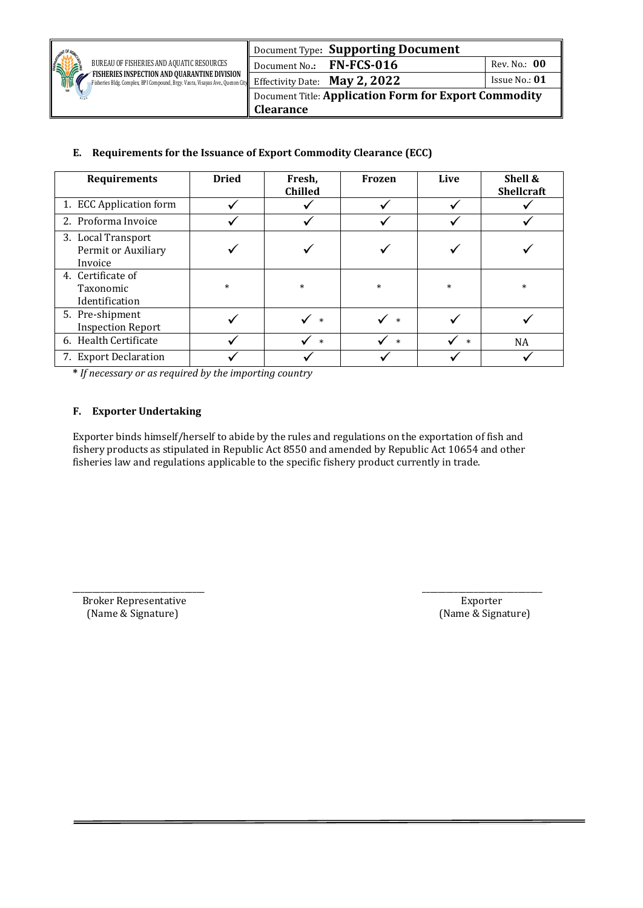### E. Requirements for the Issuance of Export Commodity Clearance (ECC)

| Requirements | Dried | Fresh, Chilled | Frozen | Live | Shell & Shellcraft |
|---|---|---|---|---|---|
| 1. ECC Application form | ✓ | ✓ | ✓ | ✓ | ✓ |
| 2. Proforma Invoice | ✓ | ✓ | ✓ | ✓ | ✓ |
| 3. Local Transport Permit or Auxiliary Invoice | ✓ | ✓ | ✓ | ✓ | ✓ |
| 4. Certificate of Taxonomic Identification | * | * | * | * | * |
| 5. Pre-shipment Inspection Report | ✓ | ✓ * | ✓ * | ✓ | ✓ |
| 6. Health Certificate | ✓ | ✓ * | ✓ * | ✓ * | NA |
| 7. Export Declaration | ✓ | ✓ | ✓ | ✓ | ✓ |

**\*** *If necessary or as required by the importing country*

### F. Exporter Undertaking

Exporter binds himself/herself to abide by the rules and regulations on the exportation of fish and fishery products as stipulated in Republic Act 8550 and amended by Republic Act 10654 and other fisheries law and regulations applicable to the specific fishery product currently in trade.

\_\_\_\_\_\_\_\_\_\_\_\_\_\_\_\_\_\_\_\_\_\_\_\_\_\_\_\_\_\_
Broker Representative
(Name & Signature)

\_\_\_\_\_\_\_\_\_\_\_\_\_\_\_\_\_\_\_\_\_\_\_\_\_\_\_\_\_\_
Exporter
(Name & Signature)